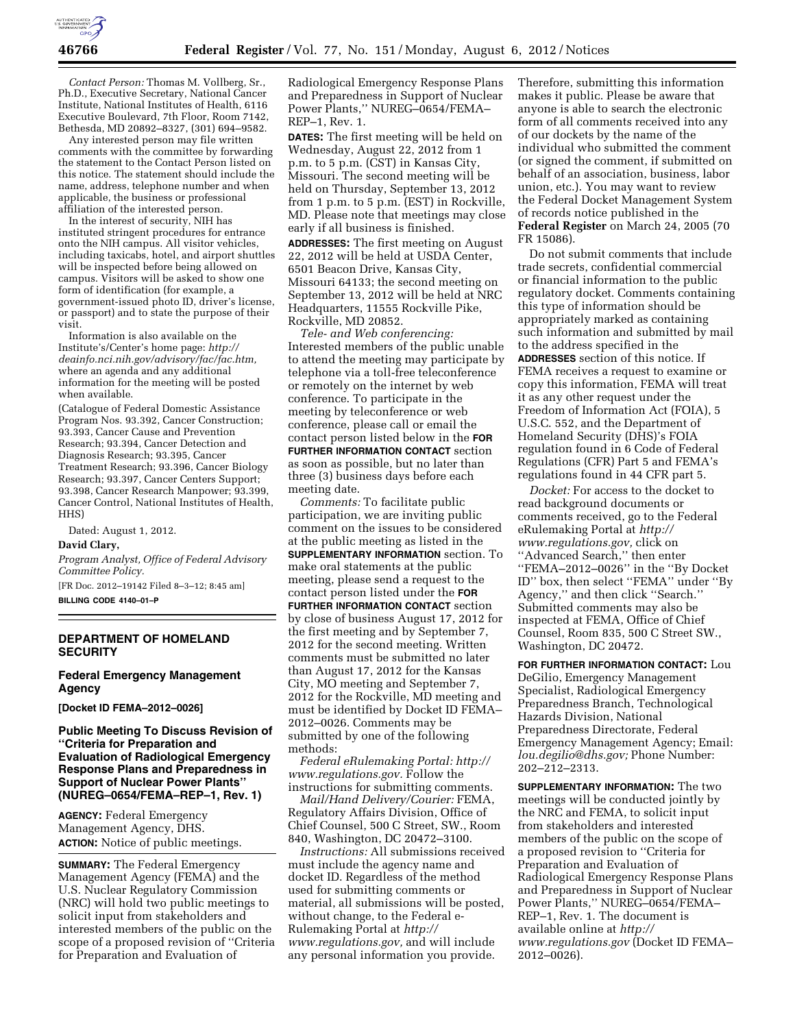*Contact Person:* Thomas M. Vollberg, Sr., Ph.D., Executive Secretary, National Cancer Institute, National Institutes of Health, 6116 Executive Boulevard, 7th Floor, Room 7142, Bethesda, MD 20892–8327, (301) 694–9582.

Any interested person may file written comments with the committee by forwarding the statement to the Contact Person listed on this notice. The statement should include the name, address, telephone number and when applicable, the business or professional affiliation of the interested person.

In the interest of security, NIH has instituted stringent procedures for entrance onto the NIH campus. All visitor vehicles, including taxicabs, hotel, and airport shuttles will be inspected before being allowed on campus. Visitors will be asked to show one form of identification (for example, a government-issued photo ID, driver's license, or passport) and to state the purpose of their visit.

Information is also available on the Institute's/Center's home page: *http://deainfo.nci.nih.gov/advisory/fac/fac.htm,* where an agenda and any additional information for the meeting will be posted when available.

(Catalogue of Federal Domestic Assistance Program Nos. 93.392, Cancer Construction; 93.393, Cancer Cause and Prevention Research; 93.394, Cancer Detection and Diagnosis Research; 93.395, Cancer Treatment Research; 93.396, Cancer Biology Research; 93.397, Cancer Centers Support; 93.398, Cancer Research Manpower; 93.399, Cancer Control, National Institutes of Health, HHS)

Dated: August 1, 2012.

**David Clary,**

*Program Analyst, Office of Federal Advisory Committee Policy.*

[FR Doc. 2012–19142 Filed 8–3–12; 8:45 am]

**BILLING CODE 4140–01–P**

## DEPARTMENT OF HOMELAND SECURITY

### Federal Emergency Management Agency

**[Docket ID FEMA–2012–0026]**

### Public Meeting To Discuss Revision of ''Criteria for Preparation and Evaluation of Radiological Emergency Response Plans and Preparedness in Support of Nuclear Power Plants'' (NUREG–0654/FEMA–REP–1, Rev. 1)

**AGENCY:** Federal Emergency Management Agency, DHS.

**ACTION:** Notice of public meetings.

**SUMMARY:** The Federal Emergency Management Agency (FEMA) and the U.S. Nuclear Regulatory Commission (NRC) will hold two public meetings to solicit input from stakeholders and interested members of the public on the scope of a proposed revision of ''Criteria for Preparation and Evaluation of Radiological Emergency Response Plans and Preparedness in Support of Nuclear Power Plants,'' NUREG–0654/FEMA–REP–1, Rev. 1.

**DATES:** The first meeting will be held on Wednesday, August 22, 2012 from 1 p.m. to 5 p.m. (CST) in Kansas City, Missouri. The second meeting will be held on Thursday, September 13, 2012 from 1 p.m. to 5 p.m. (EST) in Rockville, MD. Please note that meetings may close early if all business is finished.

**ADDRESSES:** The first meeting on August 22, 2012 will be held at USDA Center, 6501 Beacon Drive, Kansas City, Missouri 64133; the second meeting on September 13, 2012 will be held at NRC Headquarters, 11555 Rockville Pike, Rockville, MD 20852.

*Tele- and Web conferencing:* Interested members of the public unable to attend the meeting may participate by telephone via a toll-free teleconference or remotely on the internet by web conference. To participate in the meeting by teleconference or web conference, please call or email the contact person listed below in the **FOR FURTHER INFORMATION CONTACT** section as soon as possible, but no later than three (3) business days before each meeting date.

*Comments:* To facilitate public participation, we are inviting public comment on the issues to be considered at the public meeting as listed in the **SUPPLEMENTARY INFORMATION** section. To make oral statements at the public meeting, please send a request to the contact person listed under the **FOR FURTHER INFORMATION CONTACT** section by close of business August 17, 2012 for the first meeting and by September 7, 2012 for the second meeting. Written comments must be submitted no later than August 17, 2012 for the Kansas City, MO meeting and September 7, 2012 for the Rockville, MD meeting and must be identified by Docket ID FEMA–2012–0026. Comments may be submitted by one of the following methods:

*Federal eRulemaking Portal: http://www.regulations.gov.* Follow the instructions for submitting comments.

*Mail/Hand Delivery/Courier:* FEMA, Regulatory Affairs Division, Office of Chief Counsel, 500 C Street, SW., Room 840, Washington, DC 20472–3100.

*Instructions:* All submissions received must include the agency name and docket ID. Regardless of the method used for submitting comments or material, all submissions will be posted, without change, to the Federal e-Rulemaking Portal at *http://www.regulations.gov,* and will include any personal information you provide. Therefore, submitting this information makes it public. Please be aware that anyone is able to search the electronic form of all comments received into any of our dockets by the name of the individual who submitted the comment (or signed the comment, if submitted on behalf of an association, business, labor union, etc.). You may want to review the Federal Docket Management System of records notice published in the **Federal Register** on March 24, 2005 (70 FR 15086).

Do not submit comments that include trade secrets, confidential commercial or financial information to the public regulatory docket. Comments containing this type of information should be appropriately marked as containing such information and submitted by mail to the address specified in the **ADDRESSES** section of this notice. If FEMA receives a request to examine or copy this information, FEMA will treat it as any other request under the Freedom of Information Act (FOIA), 5 U.S.C. 552, and the Department of Homeland Security (DHS)'s FOIA regulation found in 6 Code of Federal Regulations (CFR) Part 5 and FEMA's regulations found in 44 CFR part 5.

*Docket:* For access to the docket to read background documents or comments received, go to the Federal eRulemaking Portal at *http://www.regulations.gov,* click on ''Advanced Search,'' then enter ''FEMA–2012–0026'' in the ''By Docket ID'' box, then select ''FEMA'' under ''By Agency,'' and then click ''Search.'' Submitted comments may also be inspected at FEMA, Office of Chief Counsel, Room 835, 500 C Street SW., Washington, DC 20472.

**FOR FURTHER INFORMATION CONTACT:** Lou DeGilio, Emergency Management Specialist, Radiological Emergency Preparedness Branch, Technological Hazards Division, National Preparedness Directorate, Federal Emergency Management Agency; Email: *lou.degilio@dhs.gov;* Phone Number: 202–212–2313.

**SUPPLEMENTARY INFORMATION:** The two meetings will be conducted jointly by the NRC and FEMA, to solicit input from stakeholders and interested members of the public on the scope of a proposed revision to ''Criteria for Preparation and Evaluation of Radiological Emergency Response Plans and Preparedness in Support of Nuclear Power Plants,'' NUREG–0654/FEMA–REP–1, Rev. 1. The document is available online at *http://www.regulations.gov* (Docket ID FEMA–2012–0026).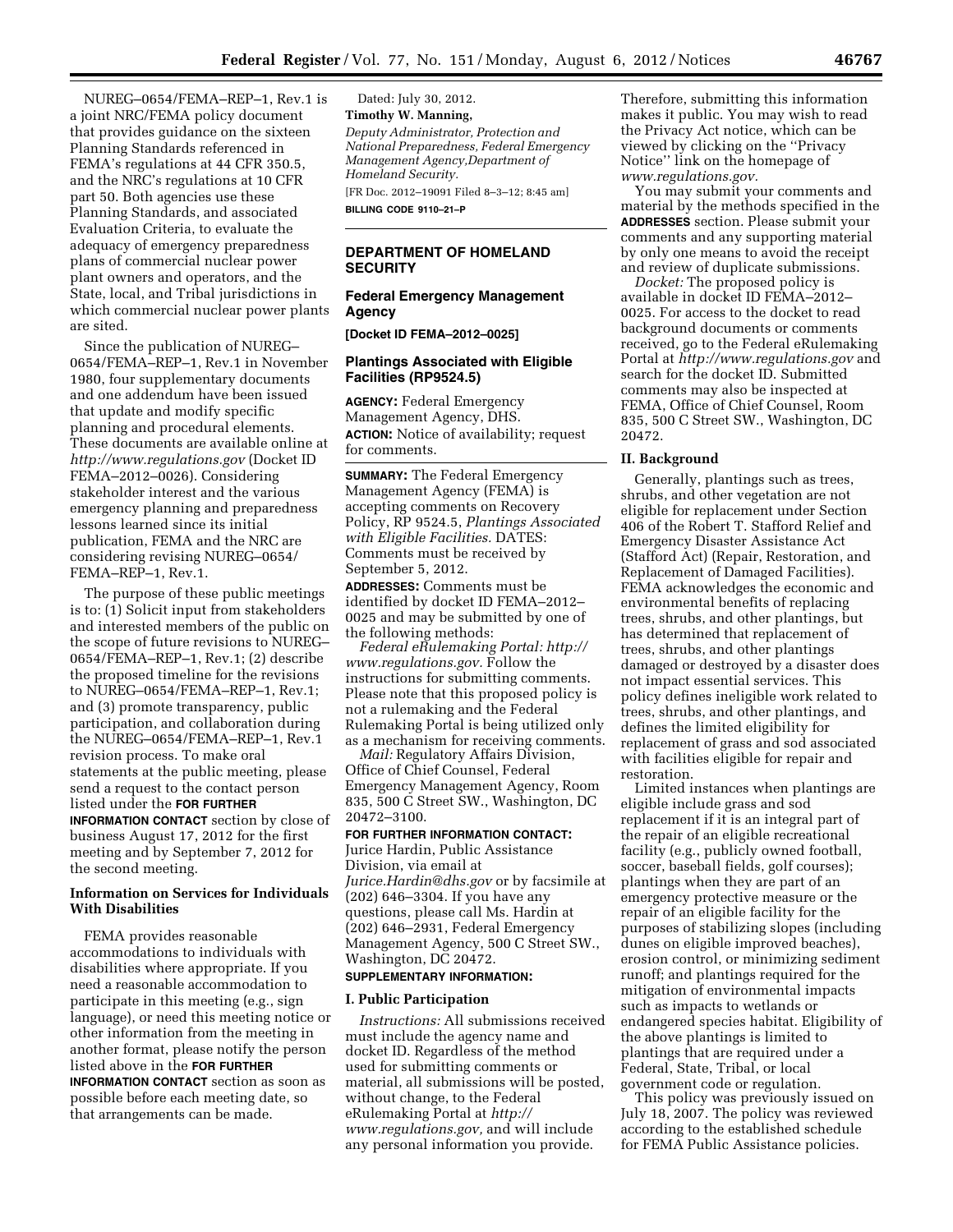NUREG–0654/FEMA–REP–1, Rev.1 is a joint NRC/FEMA policy document that provides guidance on the sixteen Planning Standards referenced in FEMA's regulations at 44 CFR 350.5, and the NRC's regulations at 10 CFR part 50. Both agencies use these Planning Standards, and associated Evaluation Criteria, to evaluate the adequacy of emergency preparedness plans of commercial nuclear power plant owners and operators, and the State, local, and Tribal jurisdictions in which commercial nuclear power plants are sited.

Since the publication of NUREG–0654/FEMA–REP–1, Rev.1 in November 1980, four supplementary documents and one addendum have been issued that update and modify specific planning and procedural elements. These documents are available online at *http://www.regulations.gov* (Docket ID FEMA–2012–0026). Considering stakeholder interest and the various emergency planning and preparedness lessons learned since its initial publication, FEMA and the NRC are considering revising NUREG–0654/FEMA–REP–1, Rev.1.

The purpose of these public meetings is to: (1) Solicit input from stakeholders and interested members of the public on the scope of future revisions to NUREG–0654/FEMA–REP–1, Rev.1; (2) describe the proposed timeline for the revisions to NUREG–0654/FEMA–REP–1, Rev.1; and (3) promote transparency, public participation, and collaboration during the NUREG–0654/FEMA–REP–1, Rev.1 revision process. To make oral statements at the public meeting, please send a request to the contact person listed under the **FOR FURTHER INFORMATION CONTACT** section by close of business August 17, 2012 for the first meeting and by September 7, 2012 for the second meeting.

**Information on Services for Individuals With Disabilities**

FEMA provides reasonable accommodations to individuals with disabilities where appropriate. If you need a reasonable accommodation to participate in this meeting (e.g., sign language), or need this meeting notice or other information from the meeting in another format, please notify the person listed above in the **FOR FURTHER INFORMATION CONTACT** section as soon as possible before each meeting date, so that arrangements can be made.

Dated: July 30, 2012.

**Timothy W. Manning,**

*Deputy Administrator, Protection and National Preparedness, Federal Emergency Management Agency,Department of Homeland Security.*

[FR Doc. 2012–19091 Filed 8–3–12; 8:45 am]

**BILLING CODE 9110–21–P**

---

## DEPARTMENT OF HOMELAND SECURITY

## Federal Emergency Management Agency

**[Docket ID FEMA–2012–0025]**

## Plantings Associated with Eligible Facilities (RP9524.5)

**AGENCY:** Federal Emergency Management Agency, DHS.

**ACTION:** Notice of availability; request for comments.

**SUMMARY:** The Federal Emergency Management Agency (FEMA) is accepting comments on Recovery Policy, RP 9524.5, *Plantings Associated with Eligible Facilities.* DATES: Comments must be received by September 5, 2012.

**ADDRESSES:** Comments must be identified by docket ID FEMA–2012–0025 and may be submitted by one of the following methods:

*Federal eRulemaking Portal: http://www.regulations.gov.* Follow the instructions for submitting comments. Please note that this proposed policy is not a rulemaking and the Federal Rulemaking Portal is being utilized only as a mechanism for receiving comments.

*Mail:* Regulatory Affairs Division, Office of Chief Counsel, Federal Emergency Management Agency, Room 835, 500 C Street SW., Washington, DC 20472–3100.

**FOR FURTHER INFORMATION CONTACT:** Jurice Hardin, Public Assistance Division, via email at *Jurice.Hardin@dhs.gov* or by facsimile at (202) 646–3304. If you have any questions, please call Ms. Hardin at (202) 646–2931, Federal Emergency Management Agency, 500 C Street SW., Washington, DC 20472.

**SUPPLEMENTARY INFORMATION:**

### I. Public Participation

*Instructions:* All submissions received must include the agency name and docket ID. Regardless of the method used for submitting comments or material, all submissions will be posted, without change, to the Federal eRulemaking Portal at *http://www.regulations.gov,* and will include any personal information you provide. Therefore, submitting this information makes it public. You may wish to read the Privacy Act notice, which can be viewed by clicking on the ''Privacy Notice'' link on the homepage of *www.regulations.gov.*

You may submit your comments and material by the methods specified in the **ADDRESSES** section. Please submit your comments and any supporting material by only one means to avoid the receipt and review of duplicate submissions.

*Docket:* The proposed policy is available in docket ID FEMA–2012–0025. For access to the docket to read background documents or comments received, go to the Federal eRulemaking Portal at *http://www.regulations.gov* and search for the docket ID. Submitted comments may also be inspected at FEMA, Office of Chief Counsel, Room 835, 500 C Street SW., Washington, DC 20472.

### II. Background

Generally, plantings such as trees, shrubs, and other vegetation are not eligible for replacement under Section 406 of the Robert T. Stafford Relief and Emergency Disaster Assistance Act (Stafford Act) (Repair, Restoration, and Replacement of Damaged Facilities). FEMA acknowledges the economic and environmental benefits of replacing trees, shrubs, and other plantings, but has determined that replacement of trees, shrubs, and other plantings damaged or destroyed by a disaster does not impact essential services. This policy defines ineligible work related to trees, shrubs, and other plantings, and defines the limited eligibility for replacement of grass and sod associated with facilities eligible for repair and restoration.

Limited instances when plantings are eligible include grass and sod replacement if it is an integral part of the repair of an eligible recreational facility (e.g., publicly owned football, soccer, baseball fields, golf courses); plantings when they are part of an emergency protective measure or the repair of an eligible facility for the purposes of stabilizing slopes (including dunes on eligible improved beaches), erosion control, or minimizing sediment runoff; and plantings required for the mitigation of environmental impacts such as impacts to wetlands or endangered species habitat. Eligibility of the above plantings is limited to plantings that are required under a Federal, State, Tribal, or local government code or regulation.

This policy was previously issued on July 18, 2007. The policy was reviewed according to the established schedule for FEMA Public Assistance policies.